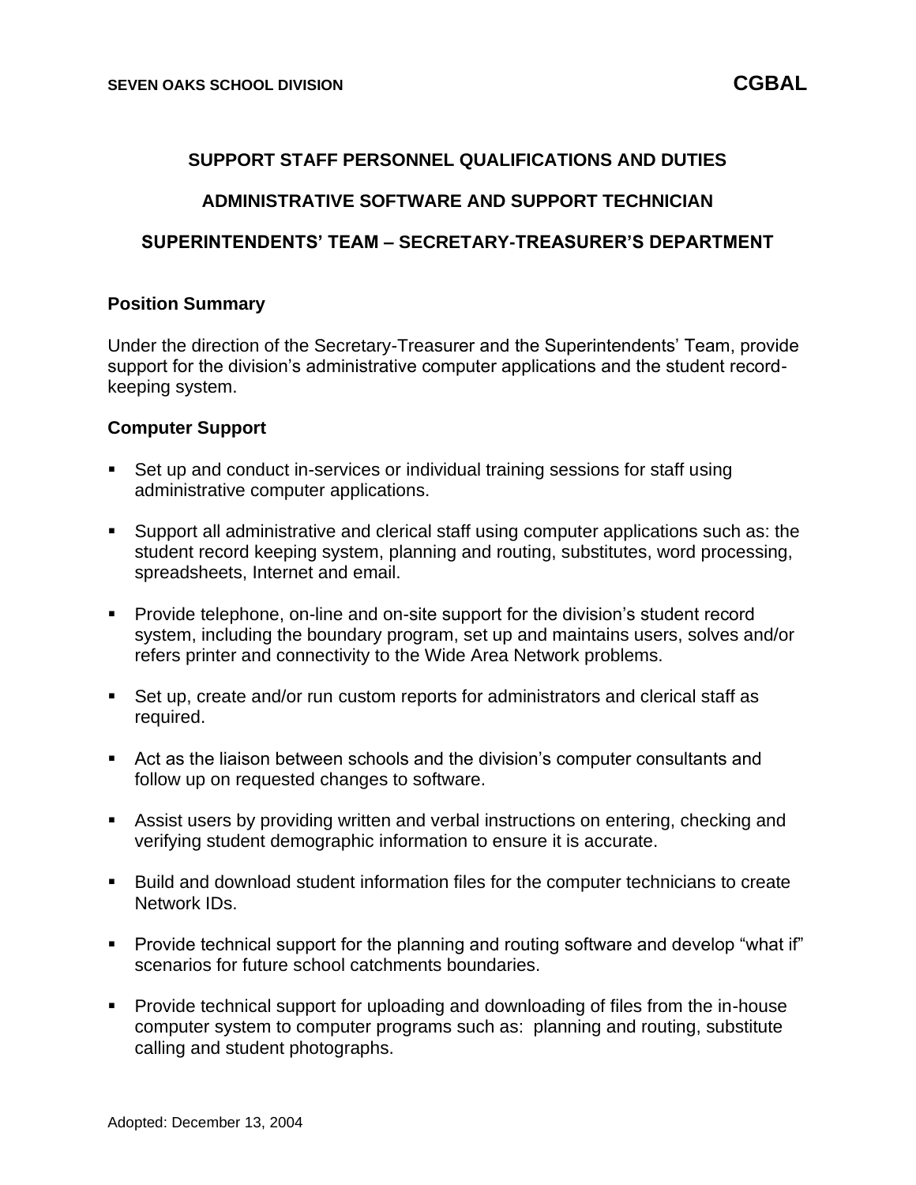# SUPPORT STAFF PERSONNEL QUALIFICATIONS AND DUTIES

## ADMINISTRATIVE SOFTWARE AND SUPPORT TECHNICIAN

## SUPERINTENDENTS' TEAM – SECRETARY-TREASURER'S DEPARTMENT

### Position Summary

Under the direction of the Secretary-Treasurer and the Superintendents' Team, provide support for the division's administrative computer applications and the student record-keeping system.

### Computer Support

- Set up and conduct in-services or individual training sessions for staff using administrative computer applications.
- Support all administrative and clerical staff using computer applications such as: the student record keeping system, planning and routing, substitutes, word processing, spreadsheets, Internet and email.
- Provide telephone, on-line and on-site support for the division's student record system, including the boundary program, set up and maintains users, solves and/or refers printer and connectivity to the Wide Area Network problems.
- Set up, create and/or run custom reports for administrators and clerical staff as required.
- Act as the liaison between schools and the division's computer consultants and follow up on requested changes to software.
- Assist users by providing written and verbal instructions on entering, checking and verifying student demographic information to ensure it is accurate.
- Build and download student information files for the computer technicians to create Network IDs.
- Provide technical support for the planning and routing software and develop "what if" scenarios for future school catchments boundaries.
- Provide technical support for uploading and downloading of files from the in-house computer system to computer programs such as: planning and routing, substitute calling and student photographs.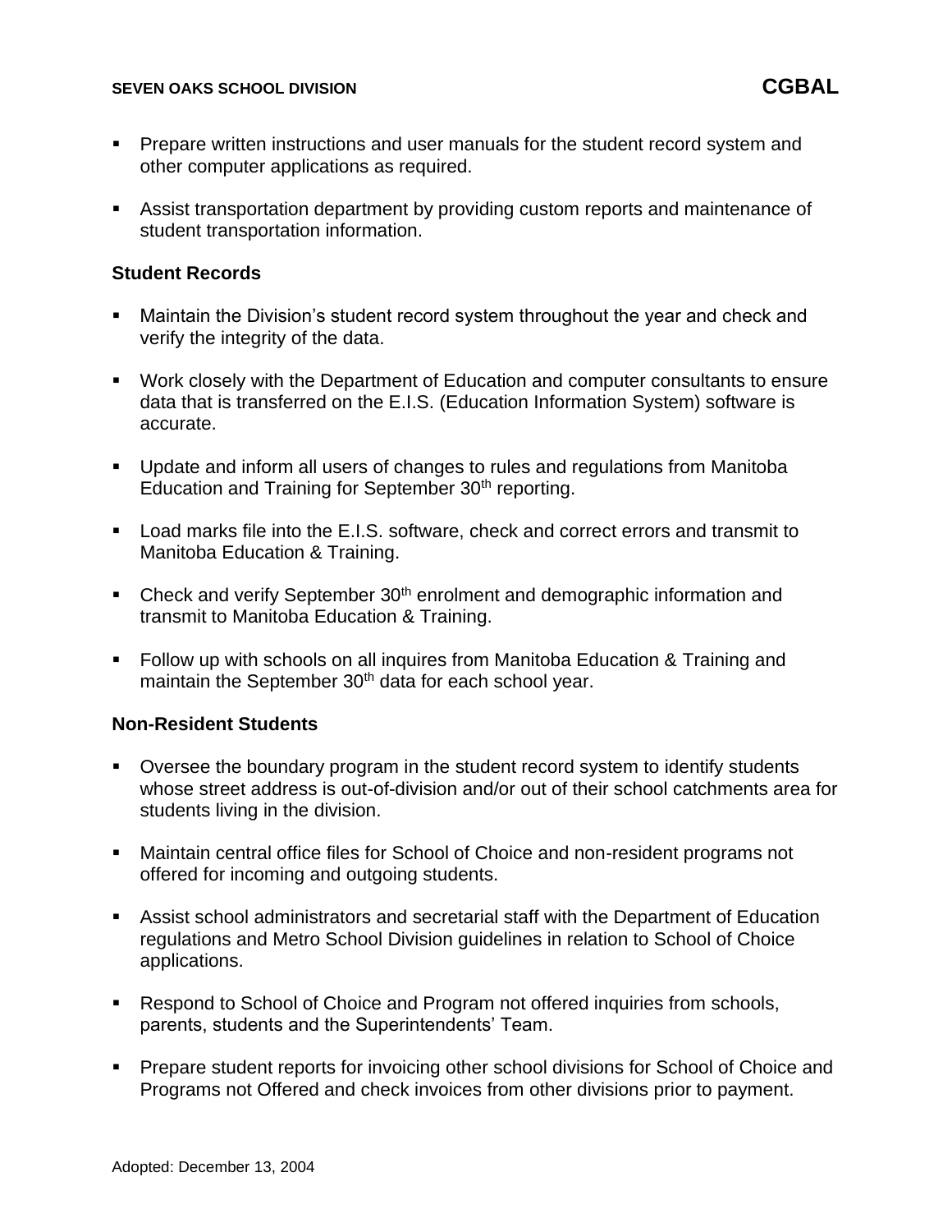- Prepare written instructions and user manuals for the student record system and other computer applications as required.

- Assist transportation department by providing custom reports and maintenance of student transportation information.

**Student Records**

- Maintain the Division's student record system throughout the year and check and verify the integrity of the data.

- Work closely with the Department of Education and computer consultants to ensure data that is transferred on the E.I.S. (Education Information System) software is accurate.

- Update and inform all users of changes to rules and regulations from Manitoba Education and Training for September 30th reporting.

- Load marks file into the E.I.S. software, check and correct errors and transmit to Manitoba Education & Training.

- Check and verify September 30th enrolment and demographic information and transmit to Manitoba Education & Training.

- Follow up with schools on all inquires from Manitoba Education & Training and maintain the September 30th data for each school year.

**Non-Resident Students**

- Oversee the boundary program in the student record system to identify students whose street address is out-of-division and/or out of their school catchments area for students living in the division.

- Maintain central office files for School of Choice and non-resident programs not offered for incoming and outgoing students.

- Assist school administrators and secretarial staff with the Department of Education regulations and Metro School Division guidelines in relation to School of Choice applications.

- Respond to School of Choice and Program not offered inquiries from schools, parents, students and the Superintendents' Team.

- Prepare student reports for invoicing other school divisions for School of Choice and Programs not Offered and check invoices from other divisions prior to payment.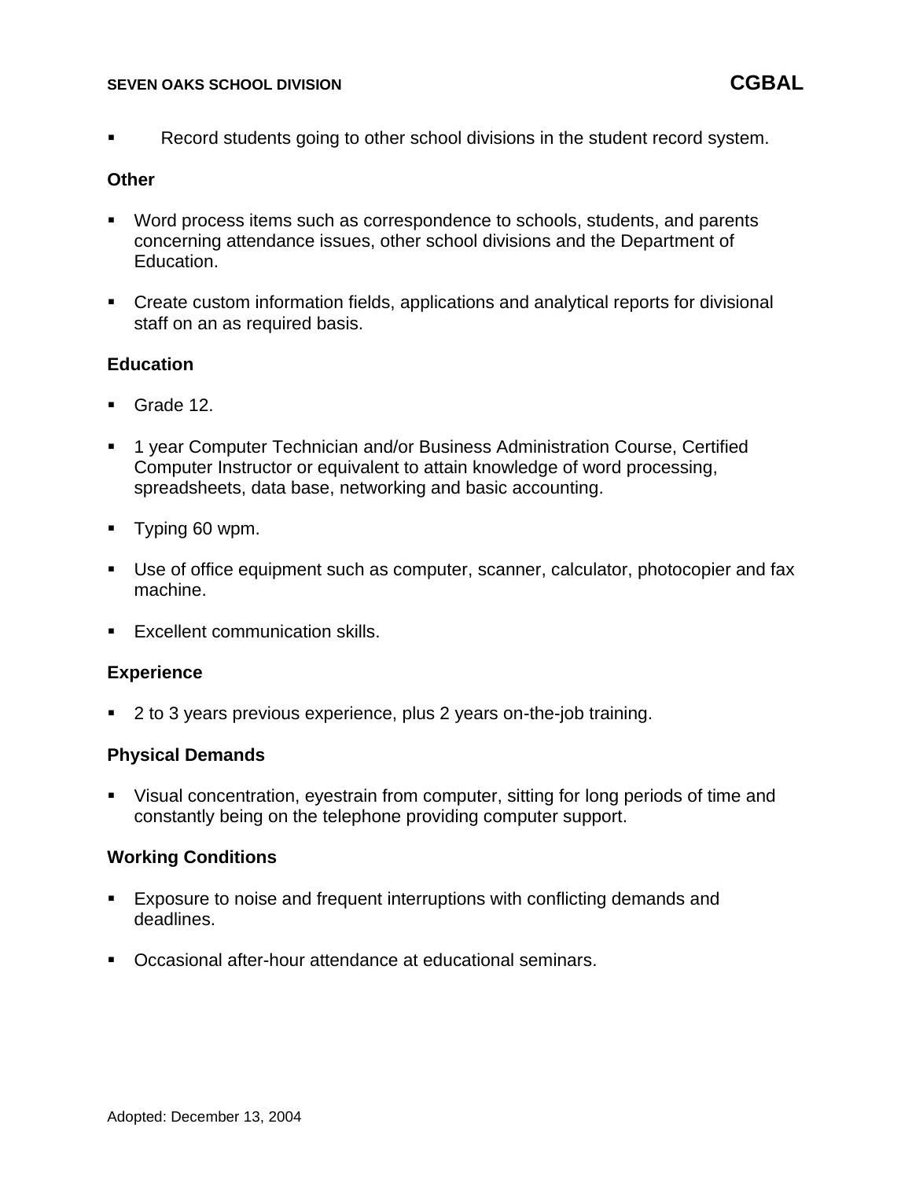- Record students going to other school divisions in the student record system.

**Other**

- Word process items such as correspondence to schools, students, and parents concerning attendance issues, other school divisions and the Department of Education.

- Create custom information fields, applications and analytical reports for divisional staff on an as required basis.

**Education**

- Grade 12.

- 1 year Computer Technician and/or Business Administration Course, Certified Computer Instructor or equivalent to attain knowledge of word processing, spreadsheets, data base, networking and basic accounting.

- Typing 60 wpm.

- Use of office equipment such as computer, scanner, calculator, photocopier and fax machine.

- Excellent communication skills.

**Experience**

- 2 to 3 years previous experience, plus 2 years on-the-job training.

**Physical Demands**

- Visual concentration, eyestrain from computer, sitting for long periods of time and constantly being on the telephone providing computer support.

**Working Conditions**

- Exposure to noise and frequent interruptions with conflicting demands and deadlines.

- Occasional after-hour attendance at educational seminars.

Adopted: December 13, 2004